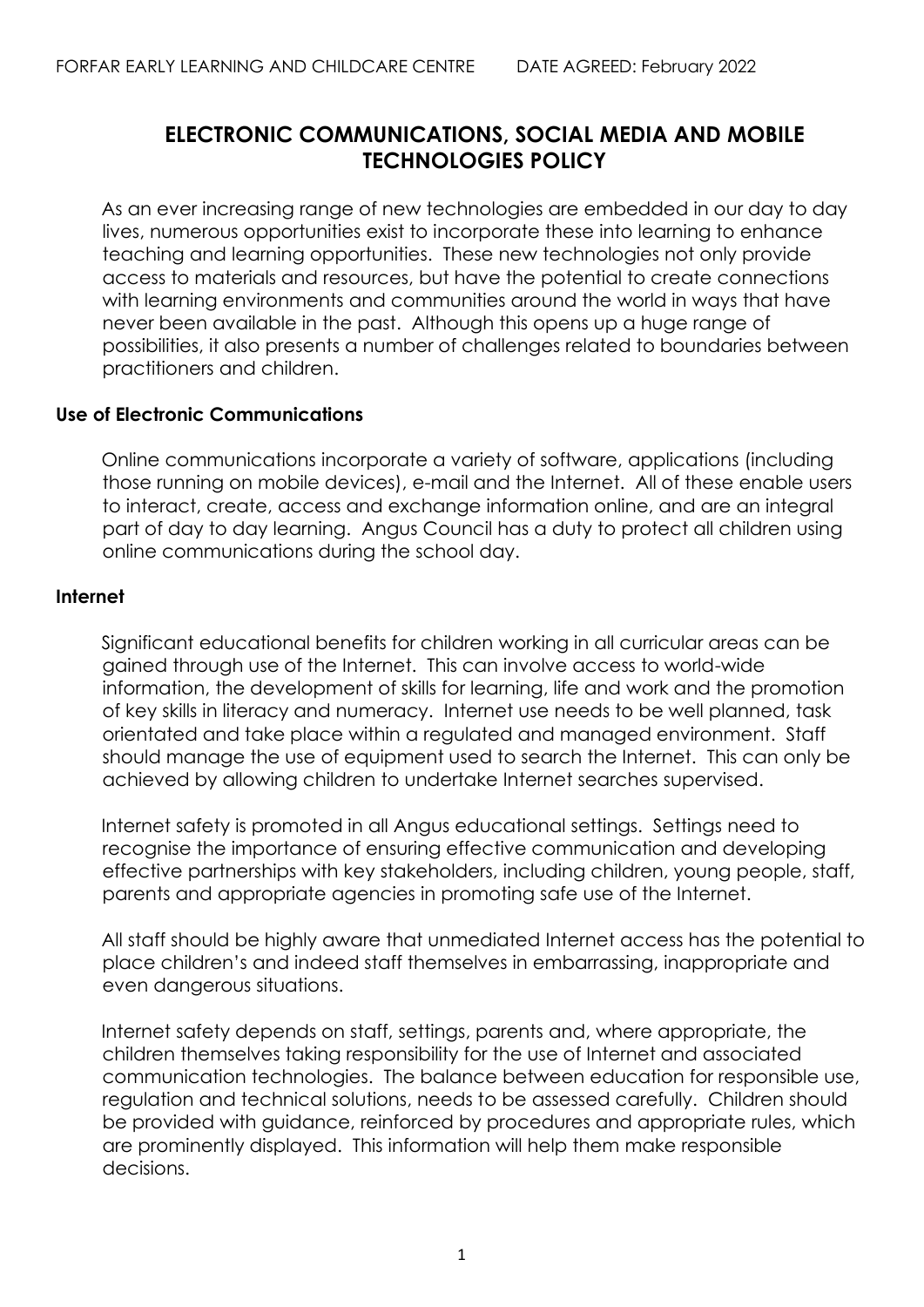FORFAR EARLY LEARNING AND CHILDCARE CENTRE DATE AGREED: February 2022

# ELECTRONIC COMMUNICATIONS, SOCIAL MEDIA AND MOBILE TECHNOLOGIES POLICY

As an ever increasing range of new technologies are embedded in our day to day lives, numerous opportunities exist to incorporate these into learning to enhance teaching and learning opportunities. These new technologies not only provide access to materials and resources, but have the potential to create connections with learning environments and communities around the world in ways that have never been available in the past. Although this opens up a huge range of possibilities, it also presents a number of challenges related to boundaries between practitioners and children.

## Use of Electronic Communications

Online communications incorporate a variety of software, applications (including those running on mobile devices), e-mail and the Internet. All of these enable users to interact, create, access and exchange information online, and are an integral part of day to day learning. Angus Council has a duty to protect all children using online communications during the school day.

## Internet

Significant educational benefits for children working in all curricular areas can be gained through use of the Internet. This can involve access to world-wide information, the development of skills for learning, life and work and the promotion of key skills in literacy and numeracy. Internet use needs to be well planned, task orientated and take place within a regulated and managed environment. Staff should manage the use of equipment used to search the Internet. This can only be achieved by allowing children to undertake Internet searches supervised.

Internet safety is promoted in all Angus educational settings. Settings need to recognise the importance of ensuring effective communication and developing effective partnerships with key stakeholders, including children, young people, staff, parents and appropriate agencies in promoting safe use of the Internet.

All staff should be highly aware that unmediated Internet access has the potential to place children's and indeed staff themselves in embarrassing, inappropriate and even dangerous situations.

Internet safety depends on staff, settings, parents and, where appropriate, the children themselves taking responsibility for the use of Internet and associated communication technologies. The balance between education for responsible use, regulation and technical solutions, needs to be assessed carefully. Children should be provided with guidance, reinforced by procedures and appropriate rules, which are prominently displayed. This information will help them make responsible decisions.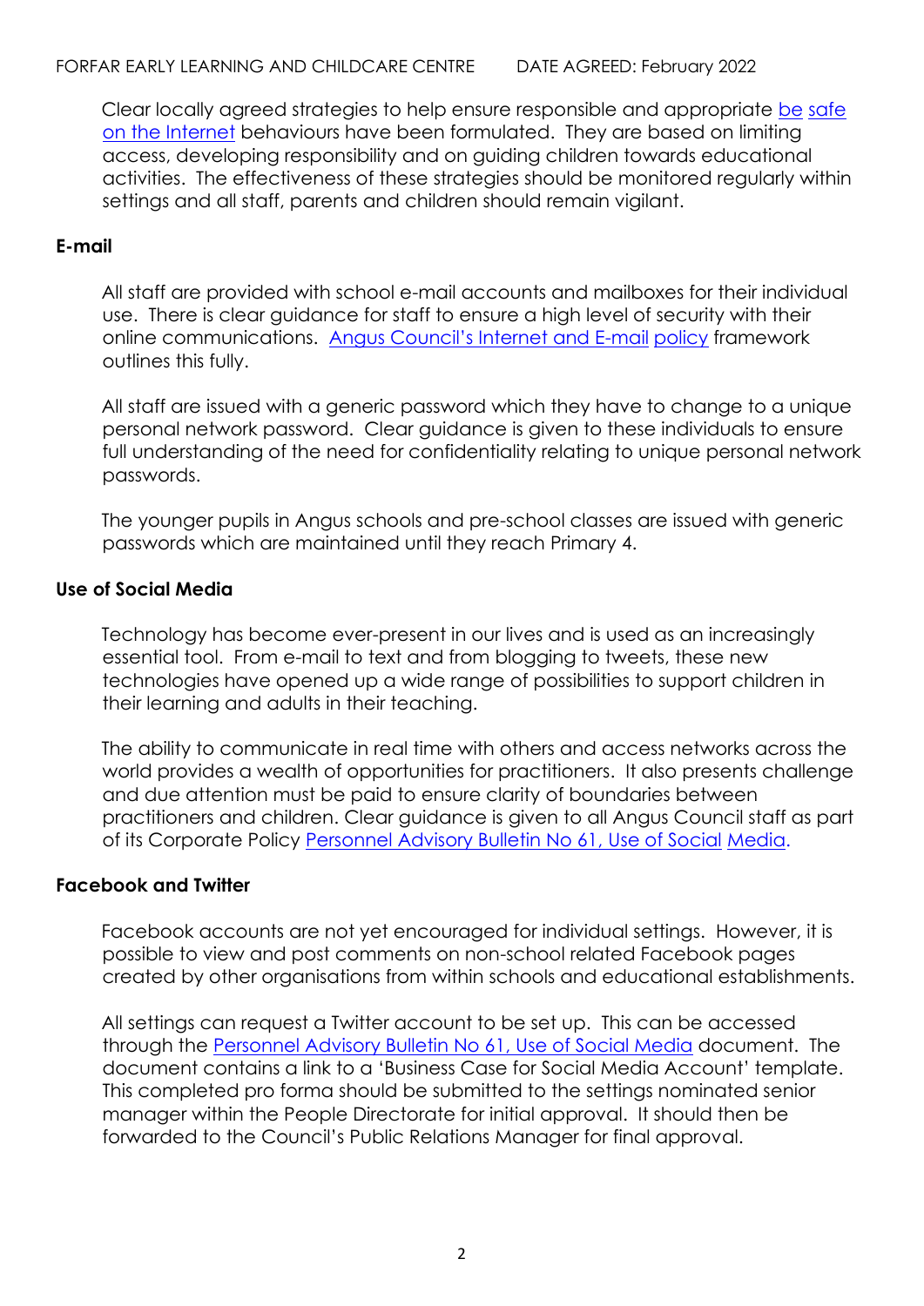Clear locally agreed strategies to help ensure responsible and appropriate be safe on the Internet behaviours have been formulated. They are based on limiting access, developing responsibility and on guiding children towards educational activities. The effectiveness of these strategies should be monitored regularly within settings and all staff, parents and children should remain vigilant.

### E-mail

All staff are provided with school e-mail accounts and mailboxes for their individual use. There is clear guidance for staff to ensure a high level of security with their online communications. Angus Council's Internet and E-mail policy framework outlines this fully.

All staff are issued with a generic password which they have to change to a unique personal network password. Clear guidance is given to these individuals to ensure full understanding of the need for confidentiality relating to unique personal network passwords.

The younger pupils in Angus schools and pre-school classes are issued with generic passwords which are maintained until they reach Primary 4.

### Use of Social Media

Technology has become ever-present in our lives and is used as an increasingly essential tool. From e-mail to text and from blogging to tweets, these new technologies have opened up a wide range of possibilities to support children in their learning and adults in their teaching.

The ability to communicate in real time with others and access networks across the world provides a wealth of opportunities for practitioners. It also presents challenge and due attention must be paid to ensure clarity of boundaries between practitioners and children. Clear guidance is given to all Angus Council staff as part of its Corporate Policy Personnel Advisory Bulletin No 61, Use of Social Media.

### Facebook and Twitter

Facebook accounts are not yet encouraged for individual settings. However, it is possible to view and post comments on non-school related Facebook pages created by other organisations from within schools and educational establishments.

All settings can request a Twitter account to be set up. This can be accessed through the Personnel Advisory Bulletin No 61, Use of Social Media document. The document contains a link to a 'Business Case for Social Media Account' template. This completed pro forma should be submitted to the settings nominated senior manager within the People Directorate for initial approval. It should then be forwarded to the Council's Public Relations Manager for final approval.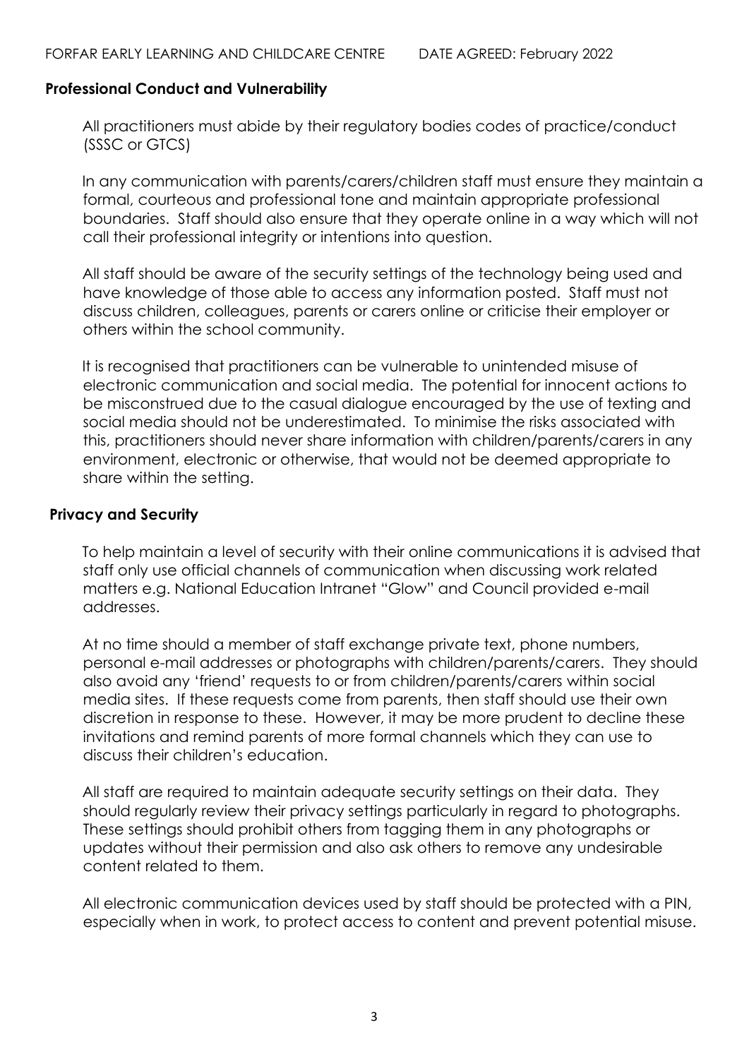## Professional Conduct and Vulnerability

All practitioners must abide by their regulatory bodies codes of practice/conduct (SSSC or GTCS)

In any communication with parents/carers/children staff must ensure they maintain a formal, courteous and professional tone and maintain appropriate professional boundaries. Staff should also ensure that they operate online in a way which will not call their professional integrity or intentions into question.

All staff should be aware of the security settings of the technology being used and have knowledge of those able to access any information posted. Staff must not discuss children, colleagues, parents or carers online or criticise their employer or others within the school community.

It is recognised that practitioners can be vulnerable to unintended misuse of electronic communication and social media. The potential for innocent actions to be misconstrued due to the casual dialogue encouraged by the use of texting and social media should not be underestimated. To minimise the risks associated with this, practitioners should never share information with children/parents/carers in any environment, electronic or otherwise, that would not be deemed appropriate to share within the setting.

## Privacy and Security

To help maintain a level of security with their online communications it is advised that staff only use official channels of communication when discussing work related matters e.g. National Education Intranet "Glow" and Council provided e-mail addresses.

At no time should a member of staff exchange private text, phone numbers, personal e-mail addresses or photographs with children/parents/carers. They should also avoid any 'friend' requests to or from children/parents/carers within social media sites. If these requests come from parents, then staff should use their own discretion in response to these. However, it may be more prudent to decline these invitations and remind parents of more formal channels which they can use to discuss their children's education.

All staff are required to maintain adequate security settings on their data. They should regularly review their privacy settings particularly in regard to photographs. These settings should prohibit others from tagging them in any photographs or updates without their permission and also ask others to remove any undesirable content related to them.

All electronic communication devices used by staff should be protected with a PIN, especially when in work, to protect access to content and prevent potential misuse.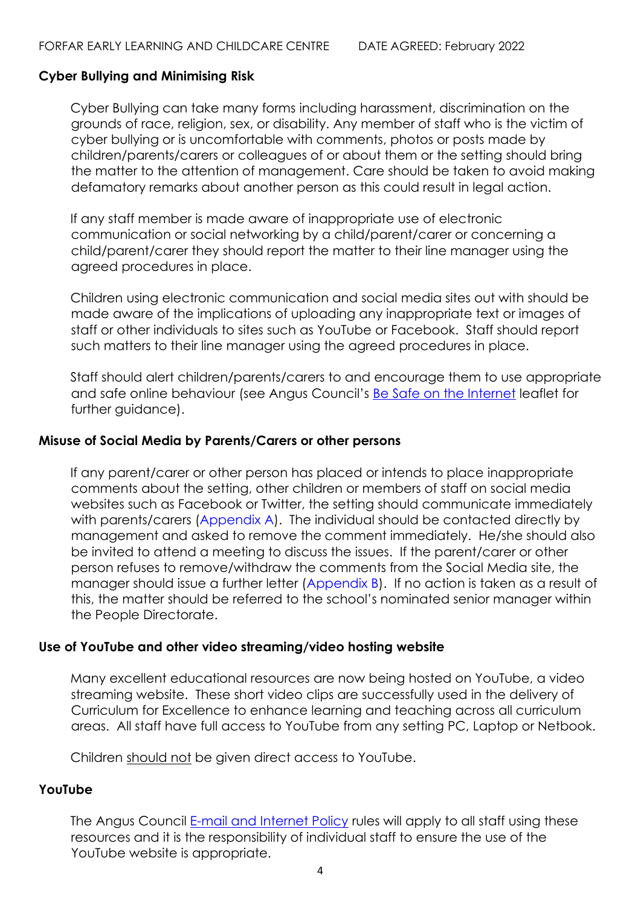## Cyber Bullying and Minimising Risk

Cyber Bullying can take many forms including harassment, discrimination on the grounds of race, religion, sex, or disability. Any member of staff who is the victim of cyber bullying or is uncomfortable with comments, photos or posts made by children/parents/carers or colleagues of or about them or the setting should bring the matter to the attention of management. Care should be taken to avoid making defamatory remarks about another person as this could result in legal action.

If any staff member is made aware of inappropriate use of electronic communication or social networking by a child/parent/carer or concerning a child/parent/carer they should report the matter to their line manager using the agreed procedures in place.

Children using electronic communication and social media sites out with should be made aware of the implications of uploading any inappropriate text or images of staff or other individuals to sites such as YouTube or Facebook. Staff should report such matters to their line manager using the agreed procedures in place.

Staff should alert children/parents/carers to and encourage them to use appropriate and safe online behaviour (see Angus Council's Be Safe on the Internet leaflet for further guidance).

## Misuse of Social Media by Parents/Carers or other persons

If any parent/carer or other person has placed or intends to place inappropriate comments about the setting, other children or members of staff on social media websites such as Facebook or Twitter, the setting should communicate immediately with parents/carers (Appendix A). The individual should be contacted directly by management and asked to remove the comment immediately. He/she should also be invited to attend a meeting to discuss the issues. If the parent/carer or other person refuses to remove/withdraw the comments from the Social Media site, the manager should issue a further letter (Appendix B). If no action is taken as a result of this, the matter should be referred to the school's nominated senior manager within the People Directorate.

## Use of YouTube and other video streaming/video hosting website

Many excellent educational resources are now being hosted on YouTube, a video streaming website. These short video clips are successfully used in the delivery of Curriculum for Excellence to enhance learning and teaching across all curriculum areas. All staff have full access to YouTube from any setting PC, Laptop or Netbook.

Children should not be given direct access to YouTube.

## YouTube

The Angus Council E-mail and Internet Policy rules will apply to all staff using these resources and it is the responsibility of individual staff to ensure the use of the YouTube website is appropriate.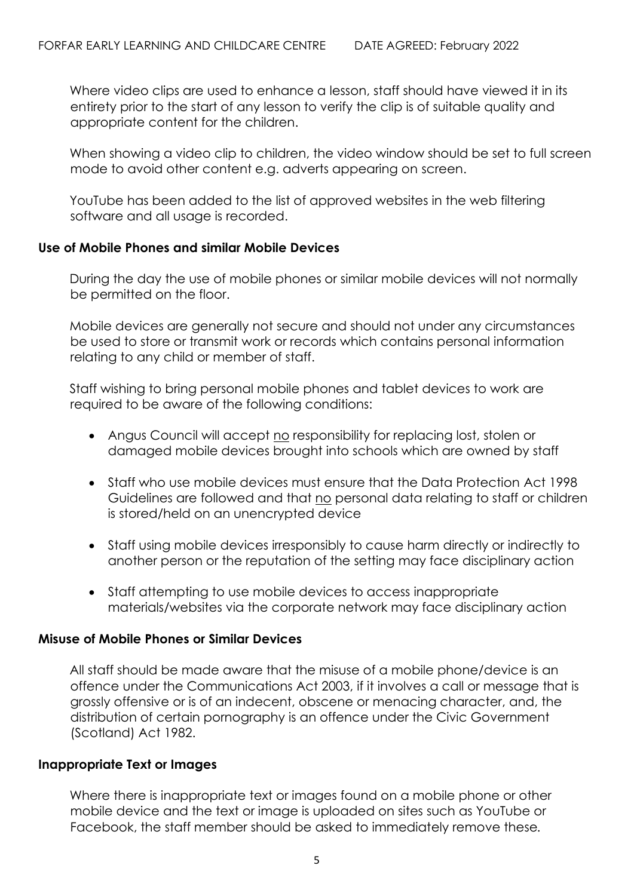Where video clips are used to enhance a lesson, staff should have viewed it in its entirety prior to the start of any lesson to verify the clip is of suitable quality and appropriate content for the children.

When showing a video clip to children, the video window should be set to full screen mode to avoid other content e.g. adverts appearing on screen.

YouTube has been added to the list of approved websites in the web filtering software and all usage is recorded.

**Use of Mobile Phones and similar Mobile Devices**

During the day the use of mobile phones or similar mobile devices will not normally be permitted on the floor.

Mobile devices are generally not secure and should not under any circumstances be used to store or transmit work or records which contains personal information relating to any child or member of staff.

Staff wishing to bring personal mobile phones and tablet devices to work are required to be aware of the following conditions:

- Angus Council will accept <u>no</u> responsibility for replacing lost, stolen or damaged mobile devices brought into schools which are owned by staff
- Staff who use mobile devices must ensure that the Data Protection Act 1998 Guidelines are followed and that <u>no</u> personal data relating to staff or children is stored/held on an unencrypted device
- Staff using mobile devices irresponsibly to cause harm directly or indirectly to another person or the reputation of the setting may face disciplinary action
- Staff attempting to use mobile devices to access inappropriate materials/websites via the corporate network may face disciplinary action

**Misuse of Mobile Phones or Similar Devices**

All staff should be made aware that the misuse of a mobile phone/device is an offence under the Communications Act 2003, if it involves a call or message that is grossly offensive or is of an indecent, obscene or menacing character, and, the distribution of certain pornography is an offence under the Civic Government (Scotland) Act 1982.

**Inappropriate Text or Images**

Where there is inappropriate text or images found on a mobile phone or other mobile device and the text or image is uploaded on sites such as YouTube or Facebook, the staff member should be asked to immediately remove these.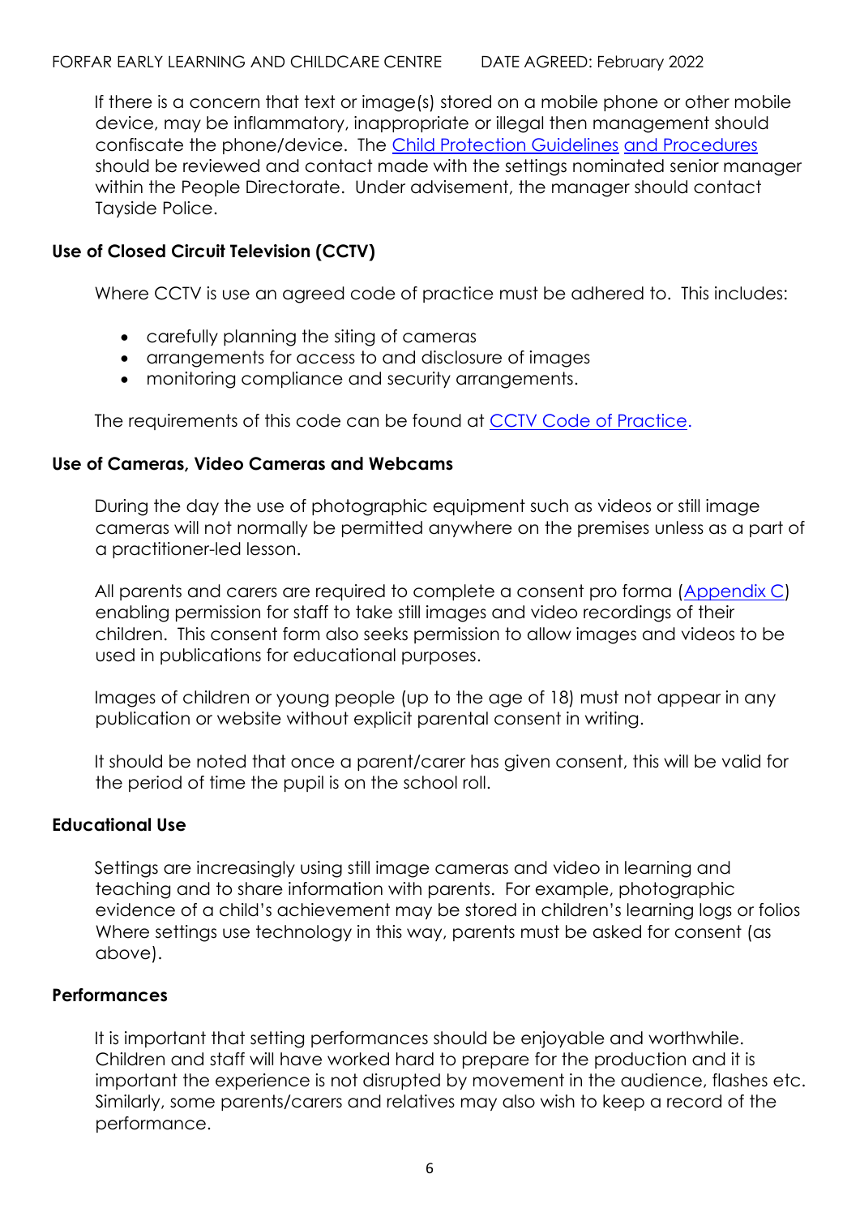If there is a concern that text or image(s) stored on a mobile phone or other mobile device, may be inflammatory, inappropriate or illegal then management should confiscate the phone/device. The Child Protection Guidelines and Procedures should be reviewed and contact made with the settings nominated senior manager within the People Directorate. Under advisement, the manager should contact Tayside Police.

## Use of Closed Circuit Television (CCTV)

Where CCTV is use an agreed code of practice must be adhered to. This includes:

- carefully planning the siting of cameras
- arrangements for access to and disclosure of images
- monitoring compliance and security arrangements.

The requirements of this code can be found at CCTV Code of Practice.

## Use of Cameras, Video Cameras and Webcams

During the day the use of photographic equipment such as videos or still image cameras will not normally be permitted anywhere on the premises unless as a part of a practitioner-led lesson.

All parents and carers are required to complete a consent pro forma (Appendix C) enabling permission for staff to take still images and video recordings of their children. This consent form also seeks permission to allow images and videos to be used in publications for educational purposes.

Images of children or young people (up to the age of 18) must not appear in any publication or website without explicit parental consent in writing.

It should be noted that once a parent/carer has given consent, this will be valid for the period of time the pupil is on the school roll.

## Educational Use

Settings are increasingly using still image cameras and video in learning and teaching and to share information with parents. For example, photographic evidence of a child's achievement may be stored in children's learning logs or folios Where settings use technology in this way, parents must be asked for consent (as above).

## Performances

It is important that setting performances should be enjoyable and worthwhile. Children and staff will have worked hard to prepare for the production and it is important the experience is not disrupted by movement in the audience, flashes etc. Similarly, some parents/carers and relatives may also wish to keep a record of the performance.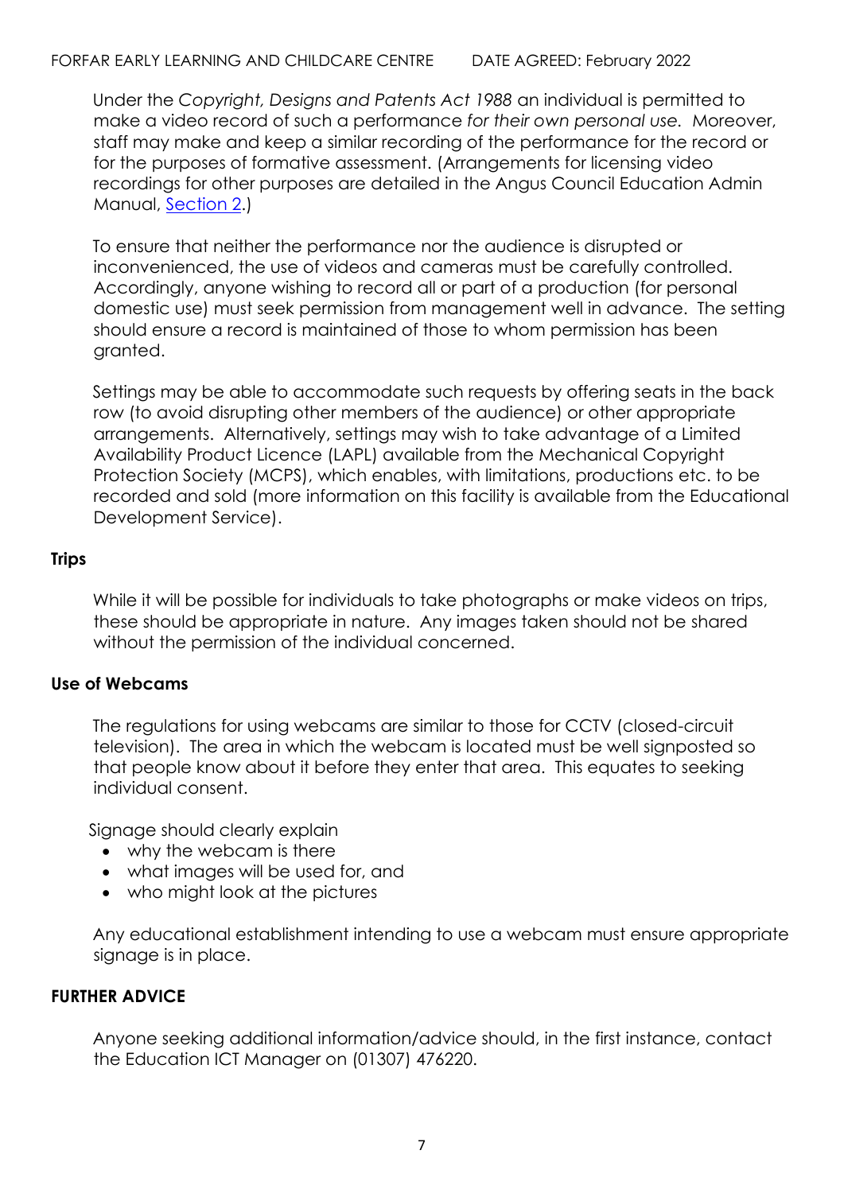Under the *Copyright, Designs and Patents Act 1988* an individual is permitted to make a video record of such a performance *for their own personal use.* Moreover, staff may make and keep a similar recording of the performance for the record or for the purposes of formative assessment. (Arrangements for licensing video recordings for other purposes are detailed in the Angus Council Education Admin Manual, [Section 2](#).)

To ensure that neither the performance nor the audience is disrupted or inconvenienced, the use of videos and cameras must be carefully controlled. Accordingly, anyone wishing to record all or part of a production (for personal domestic use) must seek permission from management well in advance. The setting should ensure a record is maintained of those to whom permission has been granted.

Settings may be able to accommodate such requests by offering seats in the back row (to avoid disrupting other members of the audience) or other appropriate arrangements. Alternatively, settings may wish to take advantage of a Limited Availability Product Licence (LAPL) available from the Mechanical Copyright Protection Society (MCPS), which enables, with limitations, productions etc. to be recorded and sold (more information on this facility is available from the Educational Development Service).

**Trips**

While it will be possible for individuals to take photographs or make videos on trips, these should be appropriate in nature. Any images taken should not be shared without the permission of the individual concerned.

**Use of Webcams**

The regulations for using webcams are similar to those for CCTV (closed-circuit television). The area in which the webcam is located must be well signposted so that people know about it before they enter that area. This equates to seeking individual consent.

Signage should clearly explain

- why the webcam is there
- what images will be used for, and
- who might look at the pictures

Any educational establishment intending to use a webcam must ensure appropriate signage is in place.

**FURTHER ADVICE**

Anyone seeking additional information/advice should, in the first instance, contact the Education ICT Manager on (01307) 476220.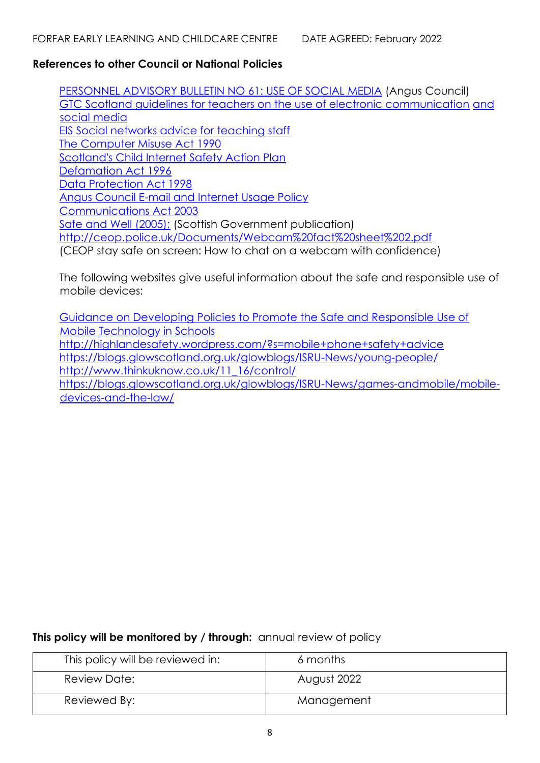**References to other Council or National Policies**

PERSONNEL ADVISORY BULLETIN NO 61: USE OF SOCIAL MEDIA (Angus Council)
GTC Scotland guidelines for teachers on the use of electronic communication and social media
EIS Social networks advice for teaching staff
The Computer Misuse Act 1990
Scotland's Child Internet Safety Action Plan
Defamation Act 1996
Data Protection Act 1998
Angus Council E-mail and Internet Usage Policy
Communications Act 2003
Safe and Well (2005); (Scottish Government publication)
http://ceop.police.uk/Documents/Webcam%20fact%20sheet%202.pdf
(CEOP stay safe on screen: How to chat on a webcam with confidence)

The following websites give useful information about the safe and responsible use of mobile devices:

Guidance on Developing Policies to Promote the Safe and Responsible Use of Mobile Technology in Schools
http://highlandesafety.wordpress.com/?s=mobile+phone+safety+advice
https://blogs.glowscotland.org.uk/glowblogs/ISRU-News/young-people/
http://www.thinkuknow.co.uk/11_16/control/
https://blogs.glowscotland.org.uk/glowblogs/ISRU-News/games-andmobile/mobile-devices-and-the-law/

**This policy will be monitored by / through:** annual review of policy

| This policy will be reviewed in: | 6 months |
|---|---|
| Review Date: | August 2022 |
| Reviewed By: | Management |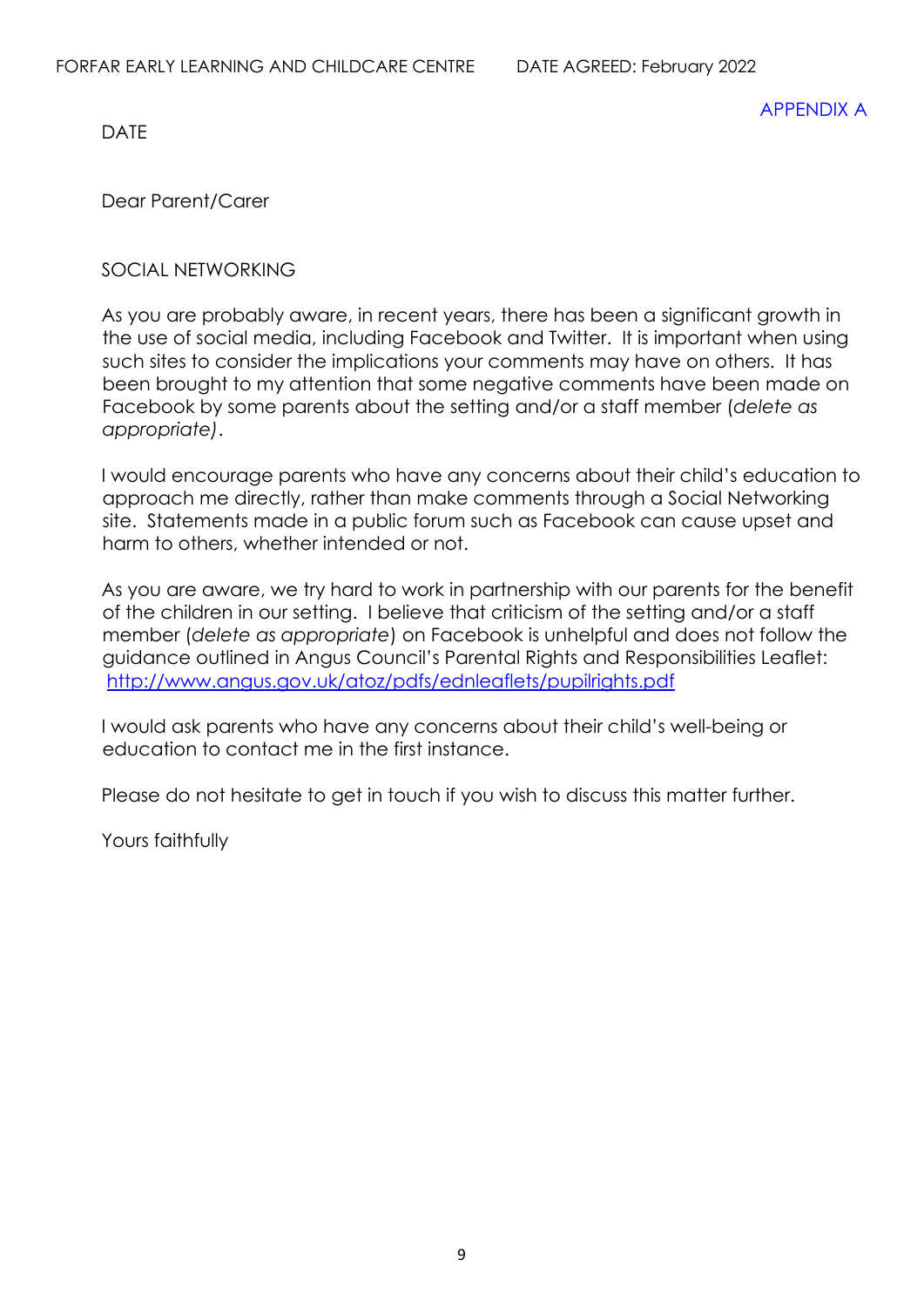APPENDIX A

DATE

Dear Parent/Carer

SOCIAL NETWORKING

As you are probably aware, in recent years, there has been a significant growth in the use of social media, including Facebook and Twitter. It is important when using such sites to consider the implications your comments may have on others. It has been brought to my attention that some negative comments have been made on Facebook by some parents about the setting and/or a staff member (*delete as appropriate)*.

I would encourage parents who have any concerns about their child's education to approach me directly, rather than make comments through a Social Networking site. Statements made in a public forum such as Facebook can cause upset and harm to others, whether intended or not.

As you are aware, we try hard to work in partnership with our parents for the benefit of the children in our setting. I believe that criticism of the setting and/or a staff member (*delete as appropriate*) on Facebook is unhelpful and does not follow the guidance outlined in Angus Council's Parental Rights and Responsibilities Leaflet: http://www.angus.gov.uk/atoz/pdfs/ednleaflets/pupilrights.pdf

I would ask parents who have any concerns about their child's well-being or education to contact me in the first instance.

Please do not hesitate to get in touch if you wish to discuss this matter further.

Yours faithfully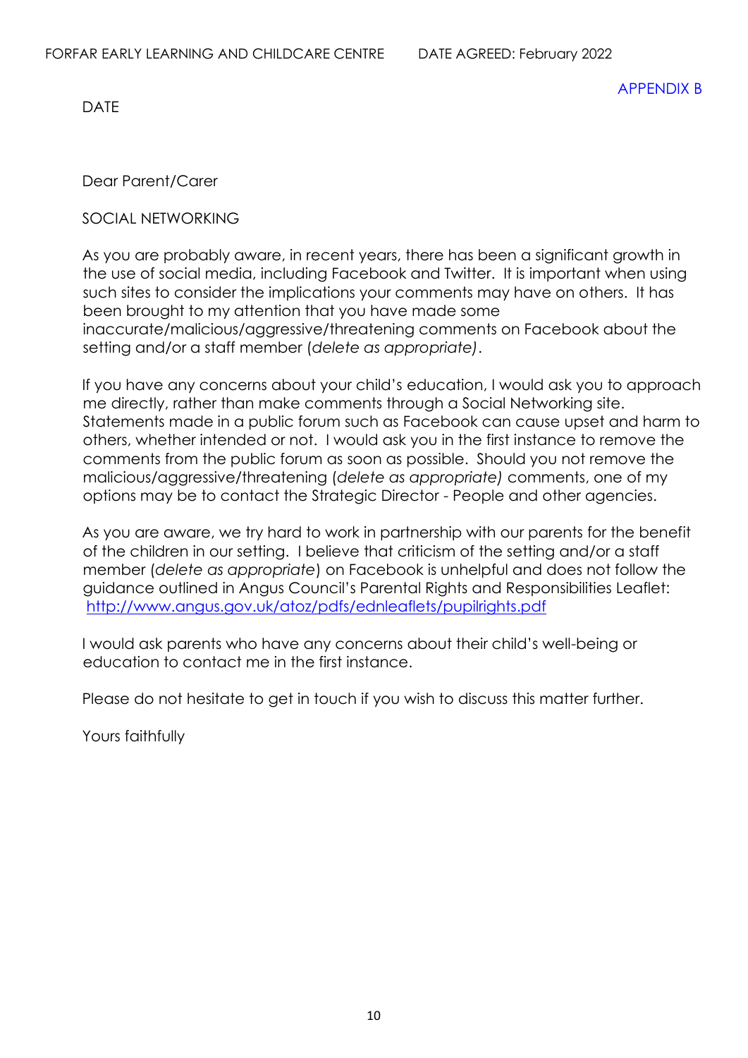APPENDIX B

DATE

Dear Parent/Carer

SOCIAL NETWORKING

As you are probably aware, in recent years, there has been a significant growth in the use of social media, including Facebook and Twitter. It is important when using such sites to consider the implications your comments may have on others. It has been brought to my attention that you have made some inaccurate/malicious/aggressive/threatening comments on Facebook about the setting and/or a staff member (*delete as appropriate)*.

If you have any concerns about your child's education, I would ask you to approach me directly, rather than make comments through a Social Networking site. Statements made in a public forum such as Facebook can cause upset and harm to others, whether intended or not. I would ask you in the first instance to remove the comments from the public forum as soon as possible. Should you not remove the malicious/aggressive/threatening (*delete as appropriate)* comments, one of my options may be to contact the Strategic Director - People and other agencies.

As you are aware, we try hard to work in partnership with our parents for the benefit of the children in our setting. I believe that criticism of the setting and/or a staff member (*delete as appropriate*) on Facebook is unhelpful and does not follow the guidance outlined in Angus Council's Parental Rights and Responsibilities Leaflet: http://www.angus.gov.uk/atoz/pdfs/ednleaflets/pupilrights.pdf

I would ask parents who have any concerns about their child's well-being or education to contact me in the first instance.

Please do not hesitate to get in touch if you wish to discuss this matter further.

Yours faithfully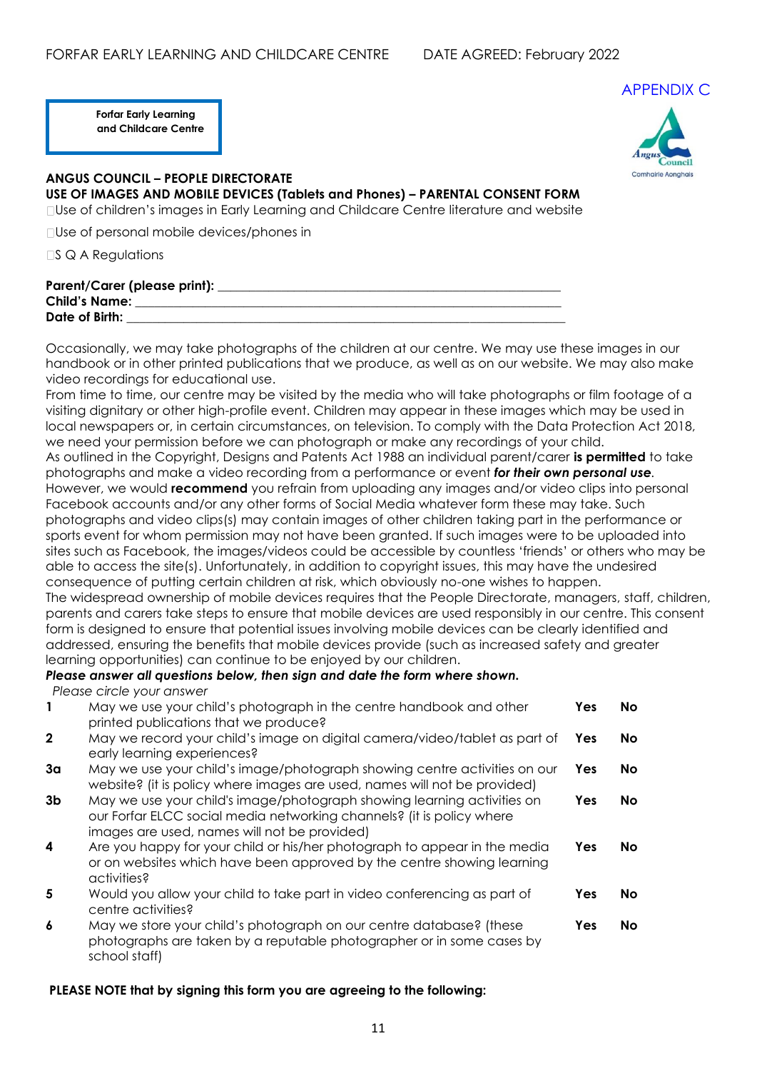APPENDIX C

Forfar Early Learning and Childcare Centre

**ANGUS COUNCIL – PEOPLE DIRECTORATE**

**USE OF IMAGES AND MOBILE DEVICES (Tablets and Phones) – PARENTAL CONSENT FORM**

- Use of children's images in Early Learning and Childcare Centre literature and website
- Use of personal mobile devices/phones in
- S Q A Regulations

**Parent/Carer (please print):** ____________________________________________________
**Child's Name:** ____________________________________________________________
**Date of Birth:** ____________________________________________________________

Occasionally, we may take photographs of the children at our centre. We may use these images in our handbook or in other printed publications that we produce, as well as on our website. We may also make video recordings for educational use.

From time to time, our centre may be visited by the media who will take photographs or film footage of a visiting dignitary or other high-profile event. Children may appear in these images which may be used in local newspapers or, in certain circumstances, on television. To comply with the Data Protection Act 2018, we need your permission before we can photograph or make any recordings of your child.

As outlined in the Copyright, Designs and Patents Act 1988 an individual parent/carer **is permitted** to take photographs and make a video recording from a performance or event ***for their own personal use***. However, we would **recommend** you refrain from uploading any images and/or video clips into personal Facebook accounts and/or any other forms of Social Media whatever form these may take. Such photographs and video clips(s) may contain images of other children taking part in the performance or sports event for whom permission may not have been granted. If such images were to be uploaded into sites such as Facebook, the images/videos could be accessible by countless 'friends' or others who may be able to access the site(s). Unfortunately, in addition to copyright issues, this may have the undesired consequence of putting certain children at risk, which obviously no-one wishes to happen.

The widespread ownership of mobile devices requires that the People Directorate, managers, staff, children, parents and carers take steps to ensure that mobile devices are used responsibly in our centre. This consent form is designed to ensure that potential issues involving mobile devices can be clearly identified and addressed, ensuring the benefits that mobile devices provide (such as increased safety and greater learning opportunities) can continue to be enjoyed by our children.

***Please answer all questions below, then sign and date the form where shown.***

*Please circle your answer*

| | | | |
|---|---|---|---|
| **1** | May we use your child's photograph in the centre handbook and other printed publications that we produce? | **Yes** | **No** |
| **2** | May we record your child's image on digital camera/video/tablet as part of early learning experiences? | **Yes** | **No** |
| **3a** | May we use your child's image/photograph showing centre activities on our website? (it is policy where images are used, names will not be provided) | **Yes** | **No** |
| **3b** | May we use your child's image/photograph showing learning activities on our Forfar ELCC social media networking channels? (it is policy where images are used, names will not be provided) | **Yes** | **No** |
| **4** | Are you happy for your child or his/her photograph to appear in the media or on websites which have been approved by the centre showing learning activities? | **Yes** | **No** |
| **5** | Would you allow your child to take part in video conferencing as part of centre activities? | **Yes** | **No** |
| **6** | May we store your child's photograph on our centre database? (these photographs are taken by a reputable photographer or in some cases by school staff) | **Yes** | **No** |

**PLEASE NOTE that by signing this form you are agreeing to the following:**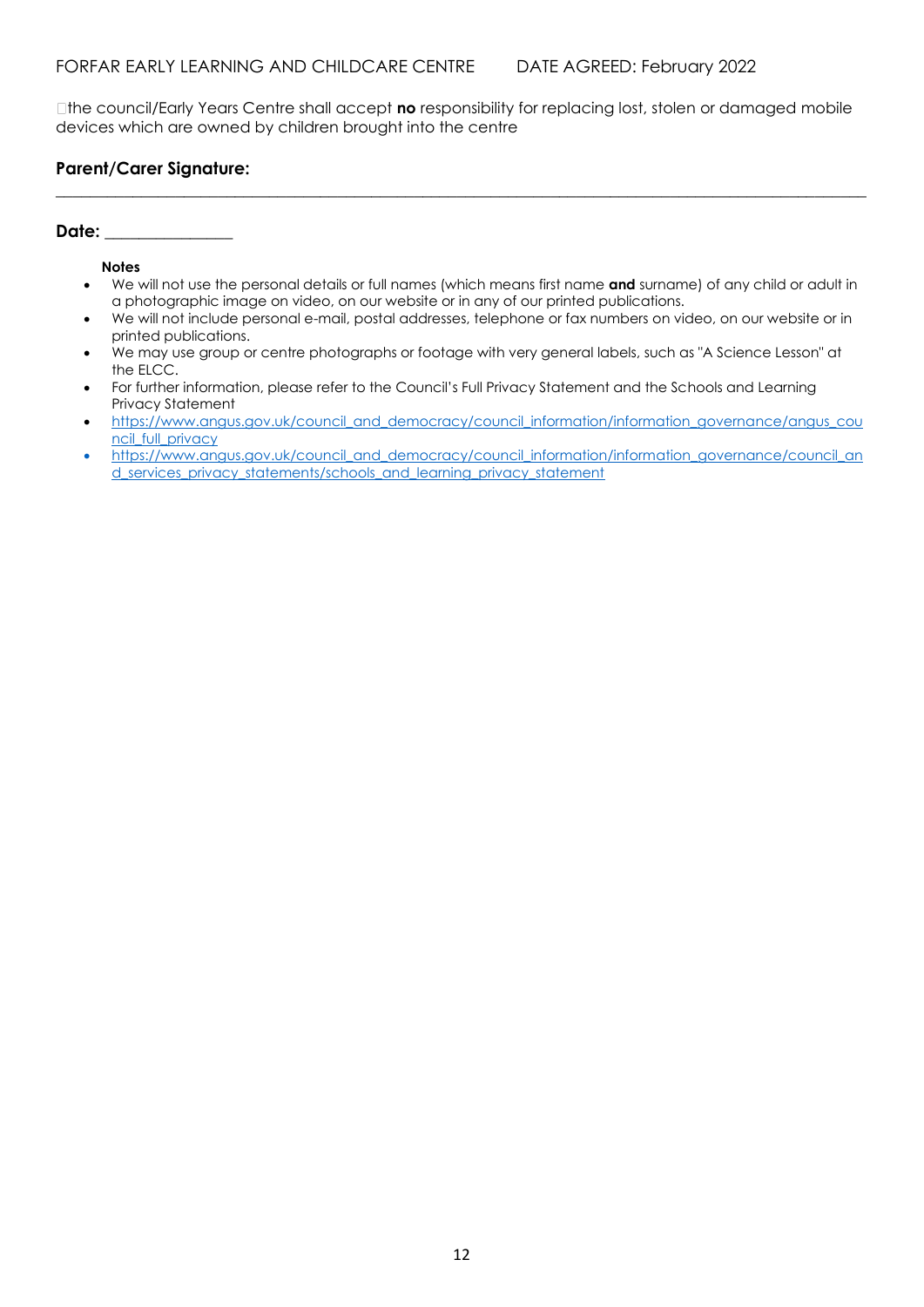the council/Early Years Centre shall accept **no** responsibility for replacing lost, stolen or damaged mobile devices which are owned by children brought into the centre

**Parent/Carer Signature:**

---

**Date:** _______________

**Notes**

- We will not use the personal details or full names (which means first name **and** surname) of any child or adult in a photographic image on video, on our website or in any of our printed publications.
- We will not include personal e-mail, postal addresses, telephone or fax numbers on video, on our website or in printed publications.
- We may use group or centre photographs or footage with very general labels, such as "A Science Lesson" at the ELCC.
- For further information, please refer to the Council's Full Privacy Statement and the Schools and Learning Privacy Statement
- https://www.angus.gov.uk/council_and_democracy/council_information/information_governance/angus_council_full_privacy
- https://www.angus.gov.uk/council_and_democracy/council_information/information_governance/council_and_services_privacy_statements/schools_and_learning_privacy_statement